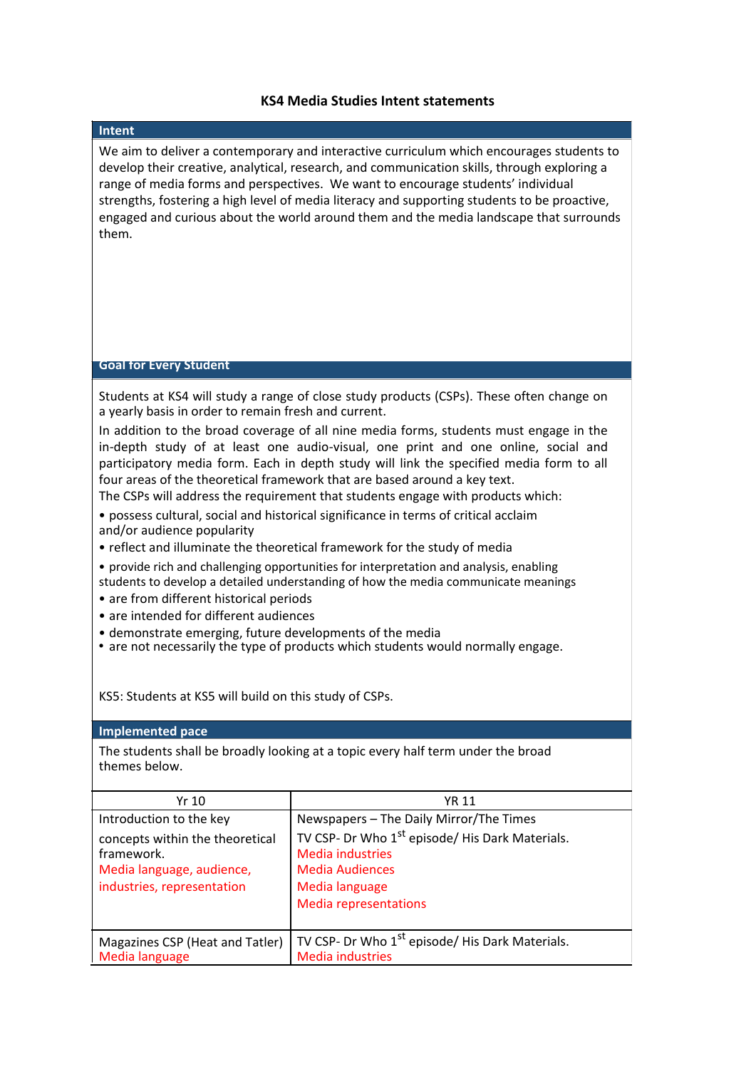# KS4 Media Studies Intent statements

## Intent

We aim to deliver a contemporary and interactive curriculum which encourages students to develop their creative, analytical, research, and communication skills, through exploring a range of media forms and perspectives. We want to encourage students' individual strengths, fostering a high level of media literacy and supporting students to be proactive, engaged and curious about the world around them and the media landscape that surrounds them.

## Goal for Every Student

Students at KS4 will study a range of close study products (CSPs). These often change on a yearly basis in order to remain fresh and current.

In addition to the broad coverage of all nine media forms, students must engage in the in-depth study of at least one audio-visual, one print and one online, social and participatory media form. Each in depth study will link the specified media form to all four areas of the theoretical framework that are based around a key text.

The CSPs will address the requirement that students engage with products which:

- possess cultural, social and historical significance in terms of critical acclaim and/or audience popularity
- reflect and illuminate the theoretical framework for the study of media
- provide rich and challenging opportunities for interpretation and analysis, enabling students to develop a detailed understanding of how the media communicate meanings
- are from different historical periods
- are intended for different audiences
- demonstrate emerging, future developments of the media
- are not necessarily the type of products which students would normally engage.

KS5: Students at KS5 will build on this study of CSPs.

## Implemented pace

The students shall be broadly looking at a topic every half term under the broad themes below.

| Yr 10 | YR 11 |
| --- | --- |
| Introduction to the key concepts within the theoretical framework. Media language, audience, industries, representation | Newspapers – The Daily Mirror/The Times<br>TV CSP- Dr Who 1st episode/ His Dark Materials.<br>Media industries<br>Media Audiences<br>Media language<br>Media representations |
| Magazines CSP (Heat and Tatler)<br>Media language | TV CSP- Dr Who 1st episode/ His Dark Materials.<br>Media industries |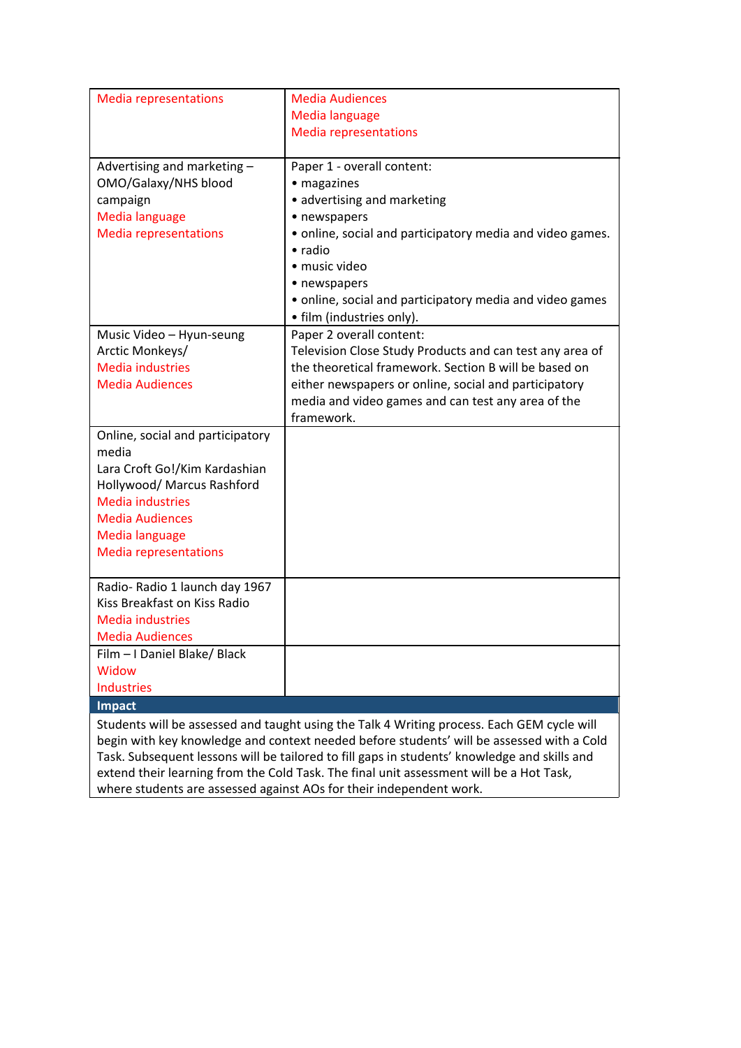| | |
|---|---|
| Media representations | Media Audiences<br>Media language<br>Media representations |
| Advertising and marketing – OMO/Galaxy/NHS blood campaign<br>Media language<br>Media representations | Paper 1 - overall content:<br>• magazines<br>• advertising and marketing<br>• newspapers<br>• online, social and participatory media and video games.<br>• radio<br>• music video<br>• newspapers<br>• online, social and participatory media and video games<br>• film (industries only). |
| Music Video – Hyun-seung Arctic Monkeys/<br>Media industries<br>Media Audiences | Paper 2 overall content:<br>Television Close Study Products and can test any area of the theoretical framework. Section B will be based on either newspapers or online, social and participatory media and video games and can test any area of the framework. |
| Online, social and participatory media<br>Lara Croft Go!/Kim Kardashian Hollywood/ Marcus Rashford<br>Media industries<br>Media Audiences<br>Media language<br>Media representations | |
| Radio- Radio 1 launch day 1967<br>Kiss Breakfast on Kiss Radio<br>Media industries<br>Media Audiences | |
| Film – I Daniel Blake/ Black Widow<br>Industries | |

**Impact**

Students will be assessed and taught using the Talk 4 Writing process. Each GEM cycle will begin with key knowledge and context needed before students' will be assessed with a Cold Task. Subsequent lessons will be tailored to fill gaps in students' knowledge and skills and extend their learning from the Cold Task. The final unit assessment will be a Hot Task, where students are assessed against AOs for their independent work.